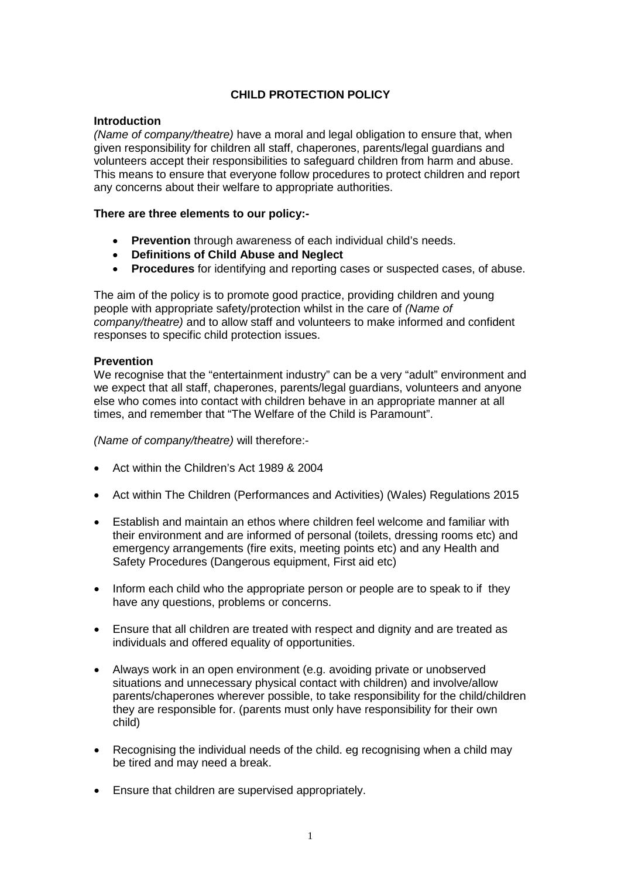# CHILD PROTECTION POLICY

**Introduction**

*(Name of company/theatre)* have a moral and legal obligation to ensure that, when given responsibility for children all staff, chaperones, parents/legal guardians and volunteers accept their responsibilities to safeguard children from harm and abuse. This means to ensure that everyone follow procedures to protect children and report any concerns about their welfare to appropriate authorities.

**There are three elements to our policy:-**

- **Prevention** through awareness of each individual child's needs.
- **Definitions of Child Abuse and Neglect**
- **Procedures** for identifying and reporting cases or suspected cases, of abuse.

The aim of the policy is to promote good practice, providing children and young people with appropriate safety/protection whilst in the care of *(Name of company/theatre)* and to allow staff and volunteers to make informed and confident responses to specific child protection issues.

**Prevention**

We recognise that the "entertainment industry" can be a very "adult" environment and we expect that all staff, chaperones, parents/legal guardians, volunteers and anyone else who comes into contact with children behave in an appropriate manner at all times, and remember that "The Welfare of the Child is Paramount".

*(Name of company/theatre)* will therefore:-

- Act within the Children's Act 1989 & 2004
- Act within The Children (Performances and Activities) (Wales) Regulations 2015
- Establish and maintain an ethos where children feel welcome and familiar with their environment and are informed of personal (toilets, dressing rooms etc) and emergency arrangements (fire exits, meeting points etc) and any Health and Safety Procedures (Dangerous equipment, First aid etc)
- Inform each child who the appropriate person or people are to speak to if they have any questions, problems or concerns.
- Ensure that all children are treated with respect and dignity and are treated as individuals and offered equality of opportunities.
- Always work in an open environment (e.g. avoiding private or unobserved situations and unnecessary physical contact with children) and involve/allow parents/chaperones wherever possible, to take responsibility for the child/children they are responsible for. (parents must only have responsibility for their own child)
- Recognising the individual needs of the child. eg recognising when a child may be tired and may need a break.
- Ensure that children are supervised appropriately.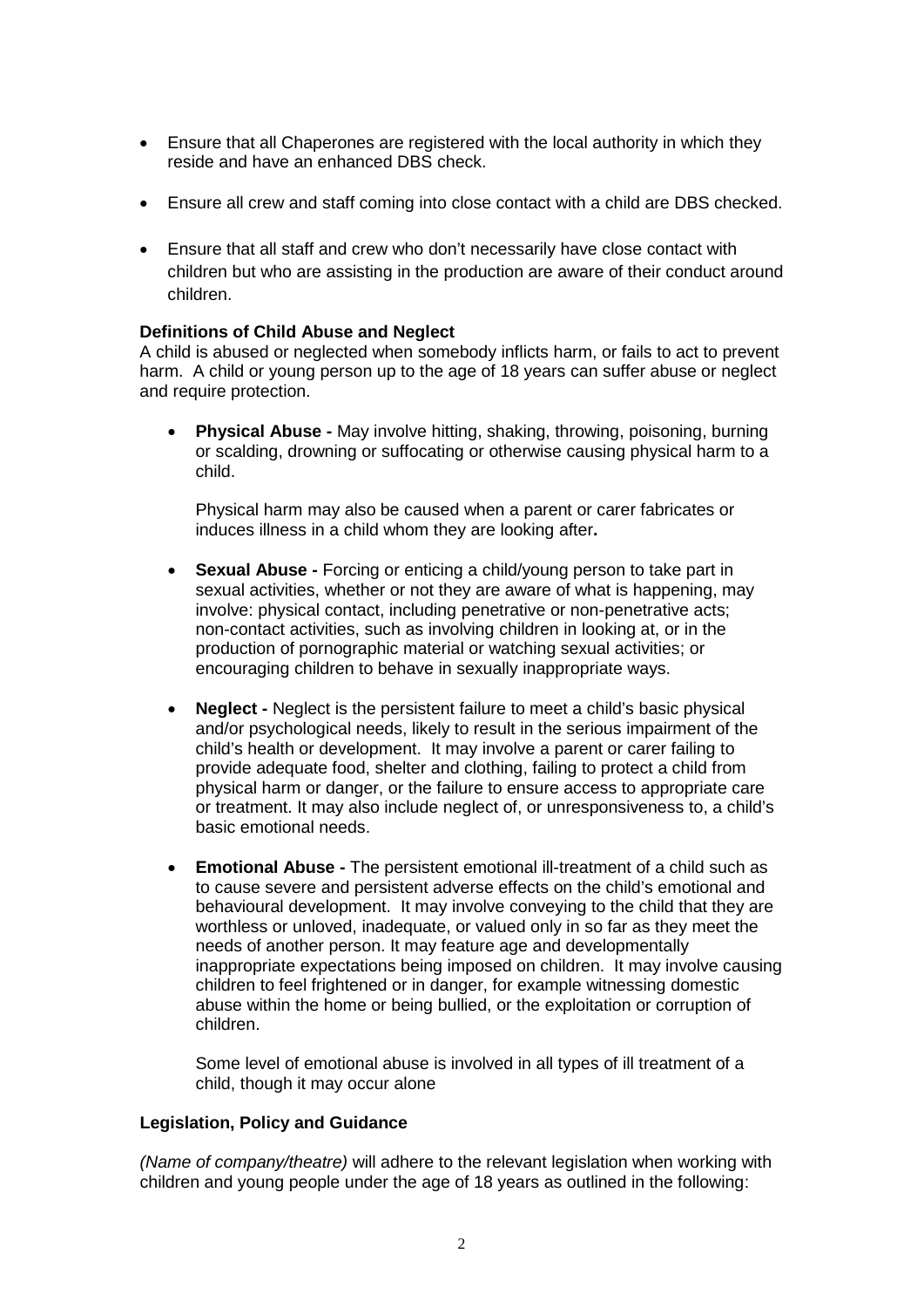- Ensure that all Chaperones are registered with the local authority in which they reside and have an enhanced DBS check.

- Ensure all crew and staff coming into close contact with a child are DBS checked.

- Ensure that all staff and crew who don't necessarily have close contact with children but who are assisting in the production are aware of their conduct around children.

**Definitions of Child Abuse and Neglect**
A child is abused or neglected when somebody inflicts harm, or fails to act to prevent harm. A child or young person up to the age of 18 years can suffer abuse or neglect and require protection.

- **Physical Abuse -** May involve hitting, shaking, throwing, poisoning, burning or scalding, drowning or suffocating or otherwise causing physical harm to a child.

  Physical harm may also be caused when a parent or carer fabricates or induces illness in a child whom they are looking after**.**

- **Sexual Abuse -** Forcing or enticing a child/young person to take part in sexual activities, whether or not they are aware of what is happening, may involve: physical contact, including penetrative or non-penetrative acts; non-contact activities, such as involving children in looking at, or in the production of pornographic material or watching sexual activities; or encouraging children to behave in sexually inappropriate ways.

- **Neglect -** Neglect is the persistent failure to meet a child's basic physical and/or psychological needs, likely to result in the serious impairment of the child's health or development. It may involve a parent or carer failing to provide adequate food, shelter and clothing, failing to protect a child from physical harm or danger, or the failure to ensure access to appropriate care or treatment. It may also include neglect of, or unresponsiveness to, a child's basic emotional needs.

- **Emotional Abuse -** The persistent emotional ill-treatment of a child such as to cause severe and persistent adverse effects on the child's emotional and behavioural development. It may involve conveying to the child that they are worthless or unloved, inadequate, or valued only in so far as they meet the needs of another person. It may feature age and developmentally inappropriate expectations being imposed on children. It may involve causing children to feel frightened or in danger, for example witnessing domestic abuse within the home or being bullied, or the exploitation or corruption of children.

  Some level of emotional abuse is involved in all types of ill treatment of a child, though it may occur alone

**Legislation, Policy and Guidance**

*(Name of company/theatre)* will adhere to the relevant legislation when working with children and young people under the age of 18 years as outlined in the following: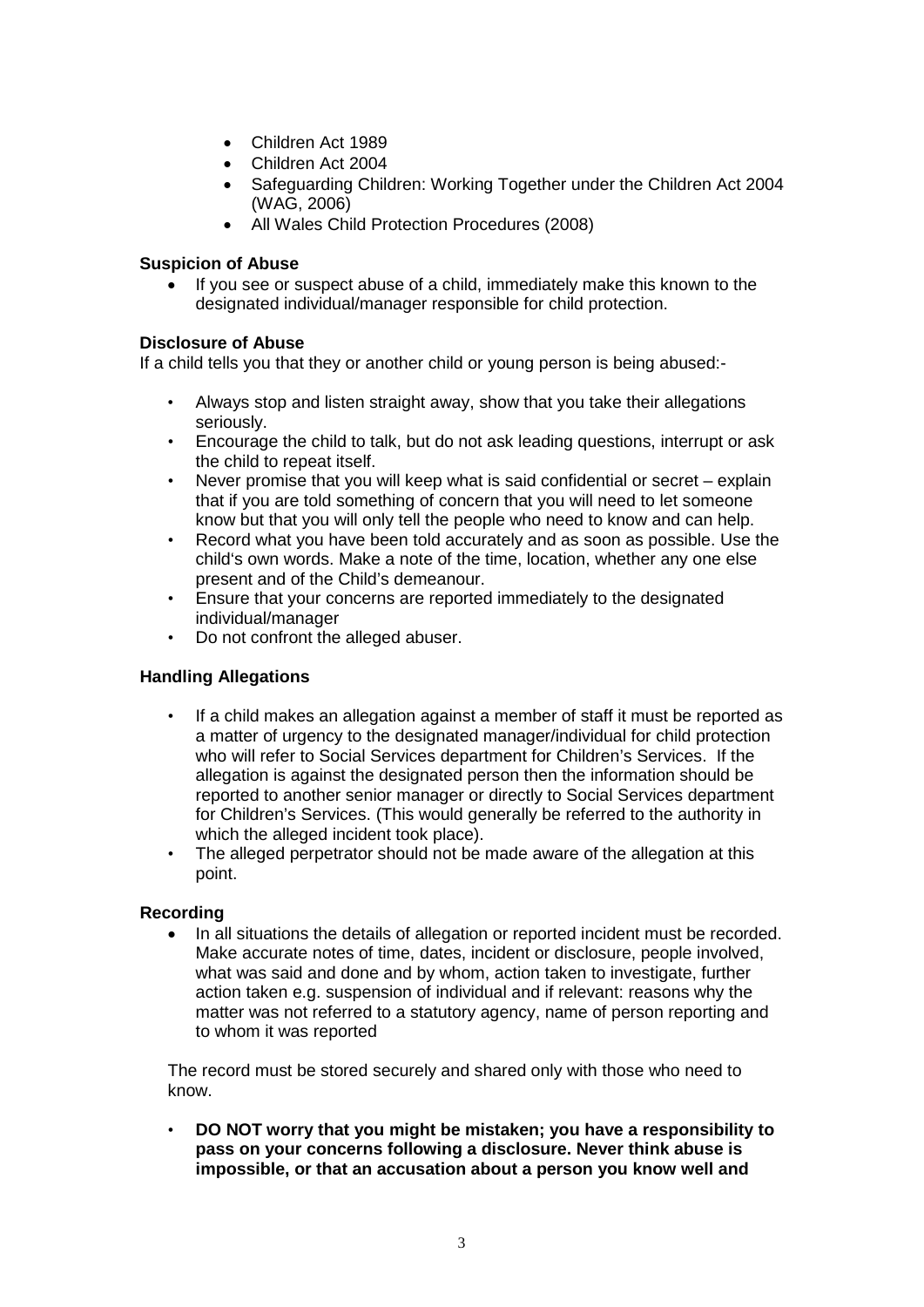- Children Act 1989
- Children Act 2004
- Safeguarding Children: Working Together under the Children Act 2004 (WAG, 2006)
- All Wales Child Protection Procedures (2008)

**Suspicion of Abuse**

- If you see or suspect abuse of a child, immediately make this known to the designated individual/manager responsible for child protection.

**Disclosure of Abuse**

If a child tells you that they or another child or young person is being abused:-

- Always stop and listen straight away, show that you take their allegations seriously.
- Encourage the child to talk, but do not ask leading questions, interrupt or ask the child to repeat itself.
- Never promise that you will keep what is said confidential or secret – explain that if you are told something of concern that you will need to let someone know but that you will only tell the people who need to know and can help.
- Record what you have been told accurately and as soon as possible. Use the child's own words. Make a note of the time, location, whether any one else present and of the Child's demeanour.
- Ensure that your concerns are reported immediately to the designated individual/manager
- Do not confront the alleged abuser.

**Handling Allegations**

- If a child makes an allegation against a member of staff it must be reported as a matter of urgency to the designated manager/individual for child protection who will refer to Social Services department for Children's Services. If the allegation is against the designated person then the information should be reported to another senior manager or directly to Social Services department for Children's Services. (This would generally be referred to the authority in which the alleged incident took place).
- The alleged perpetrator should not be made aware of the allegation at this point.

**Recording**

- In all situations the details of allegation or reported incident must be recorded. Make accurate notes of time, dates, incident or disclosure, people involved, what was said and done and by whom, action taken to investigate, further action taken e.g. suspension of individual and if relevant: reasons why the matter was not referred to a statutory agency, name of person reporting and to whom it was reported

The record must be stored securely and shared only with those who need to know.

- **DO NOT worry that you might be mistaken; you have a responsibility to pass on your concerns following a disclosure. Never think abuse is impossible, or that an accusation about a person you know well and**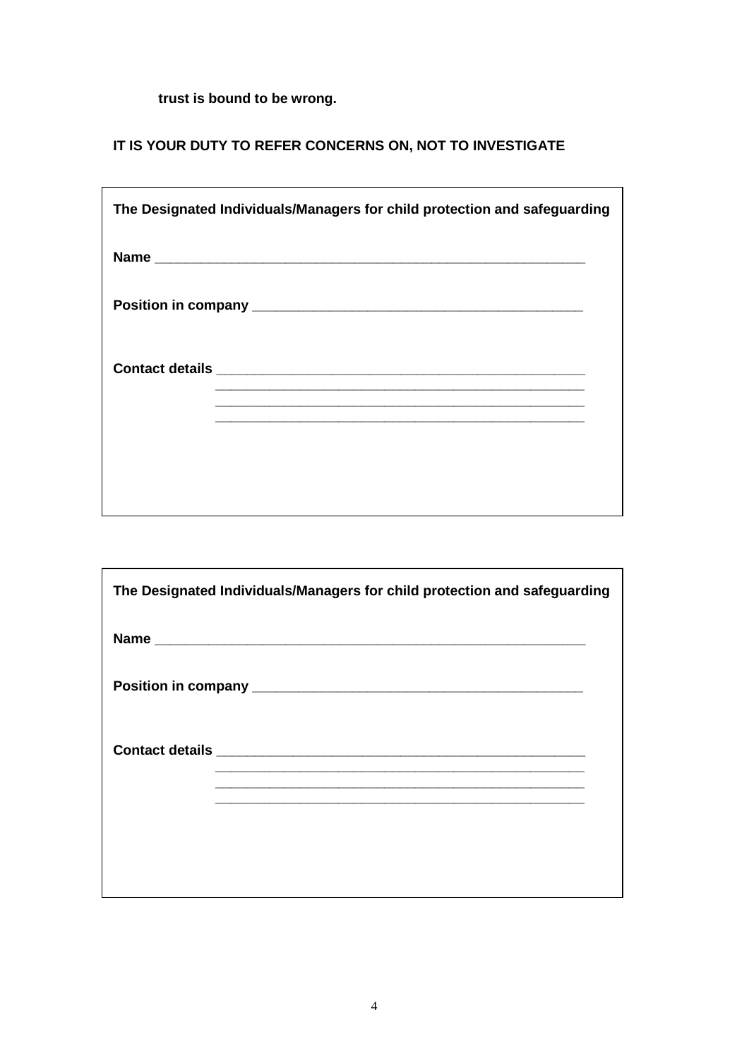**trust is bound to be wrong.**

**IT IS YOUR DUTY TO REFER CONCERNS ON, NOT TO INVESTIGATE**

**The Designated Individuals/Managers for child protection and safeguarding**

**Name** ____________________________________________________________

**Position in company** _____________________________________________

**Contact details** __________________________________________________
__________________________________________________
__________________________________________________
__________________________________________________

**The Designated Individuals/Managers for child protection and safeguarding**

**Name** ____________________________________________________________

**Position in company** _____________________________________________

**Contact details** __________________________________________________
__________________________________________________
__________________________________________________
__________________________________________________